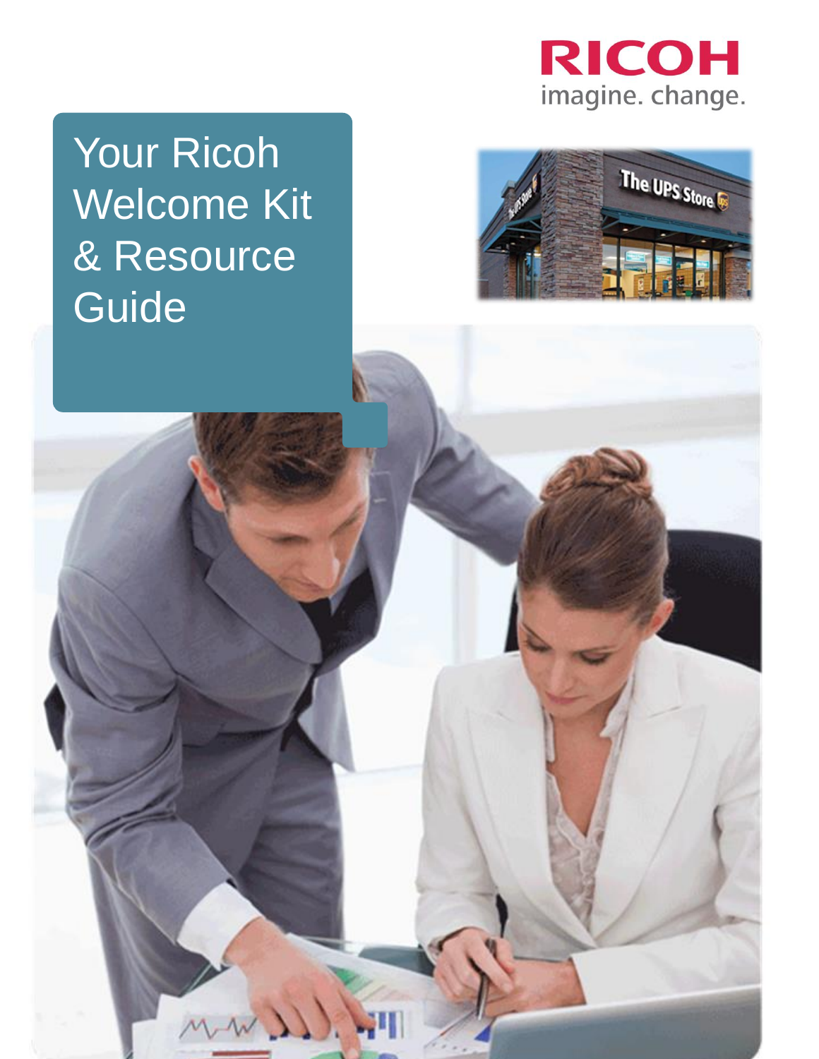RICOH

imagine. change.

# Your Ricoh Welcome Kit & Resource Guide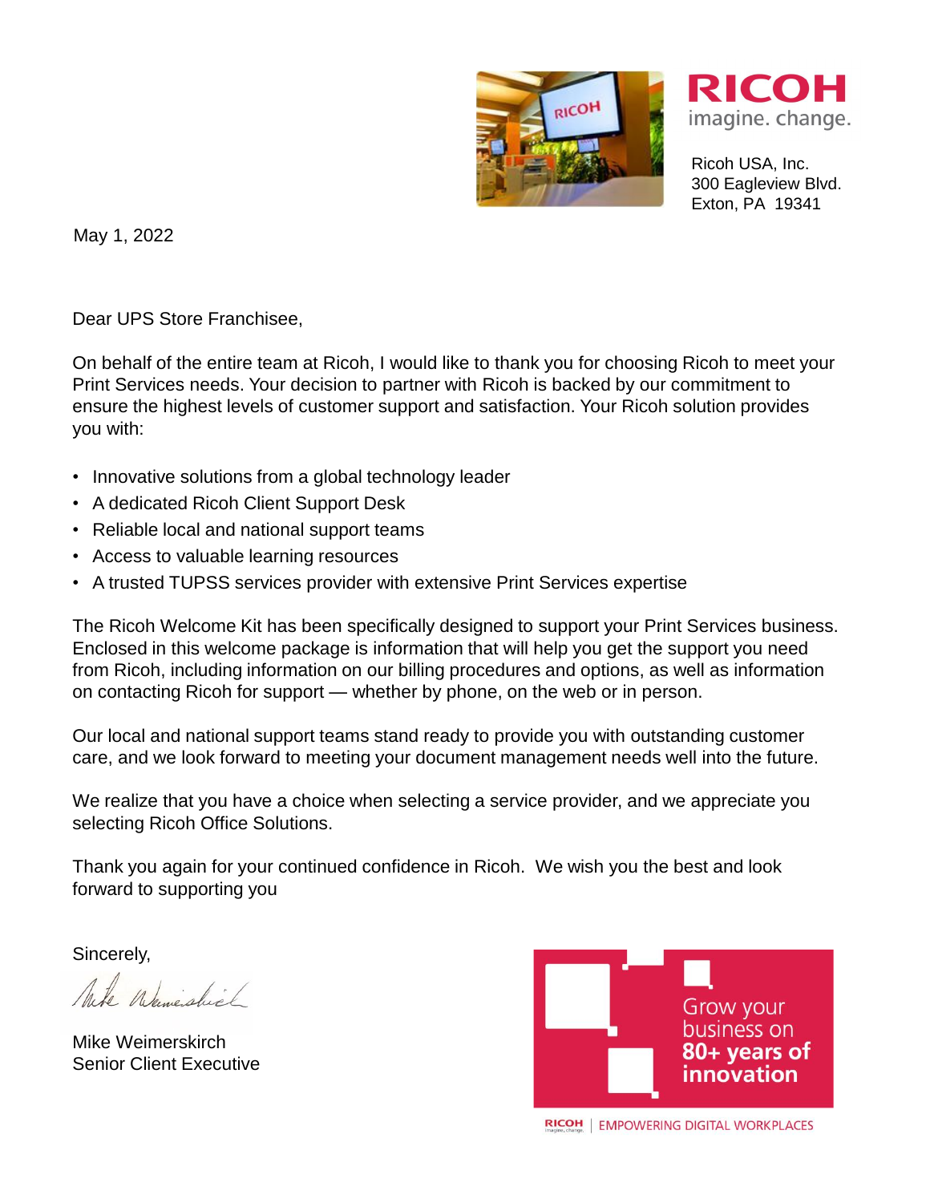**RICOH**
imagine. change.

Ricoh USA, Inc.
300 Eagleview Blvd.
Exton, PA 19341

May 1, 2022

Dear UPS Store Franchisee,

On behalf of the entire team at Ricoh, I would like to thank you for choosing Ricoh to meet your Print Services needs. Your decision to partner with Ricoh is backed by our commitment to ensure the highest levels of customer support and satisfaction. Your Ricoh solution provides you with:

- Innovative solutions from a global technology leader
- A dedicated Ricoh Client Support Desk
- Reliable local and national support teams
- Access to valuable learning resources
- A trusted TUPSS services provider with extensive Print Services expertise

The Ricoh Welcome Kit has been specifically designed to support your Print Services business. Enclosed in this welcome package is information that will help you get the support you need from Ricoh, including information on our billing procedures and options, as well as information on contacting Ricoh for support — whether by phone, on the web or in person.

Our local and national support teams stand ready to provide you with outstanding customer care, and we look forward to meeting your document management needs well into the future.

We realize that you have a choice when selecting a service provider, and we appreciate you selecting Ricoh Office Solutions.

Thank you again for your continued confidence in Ricoh. We wish you the best and look forward to supporting you

Sincerely,

Mike Weimerskirch
Senior Client Executive

Grow your business on **80+ years of innovation**

RICOH | EMPOWERING DIGITAL WORKPLACES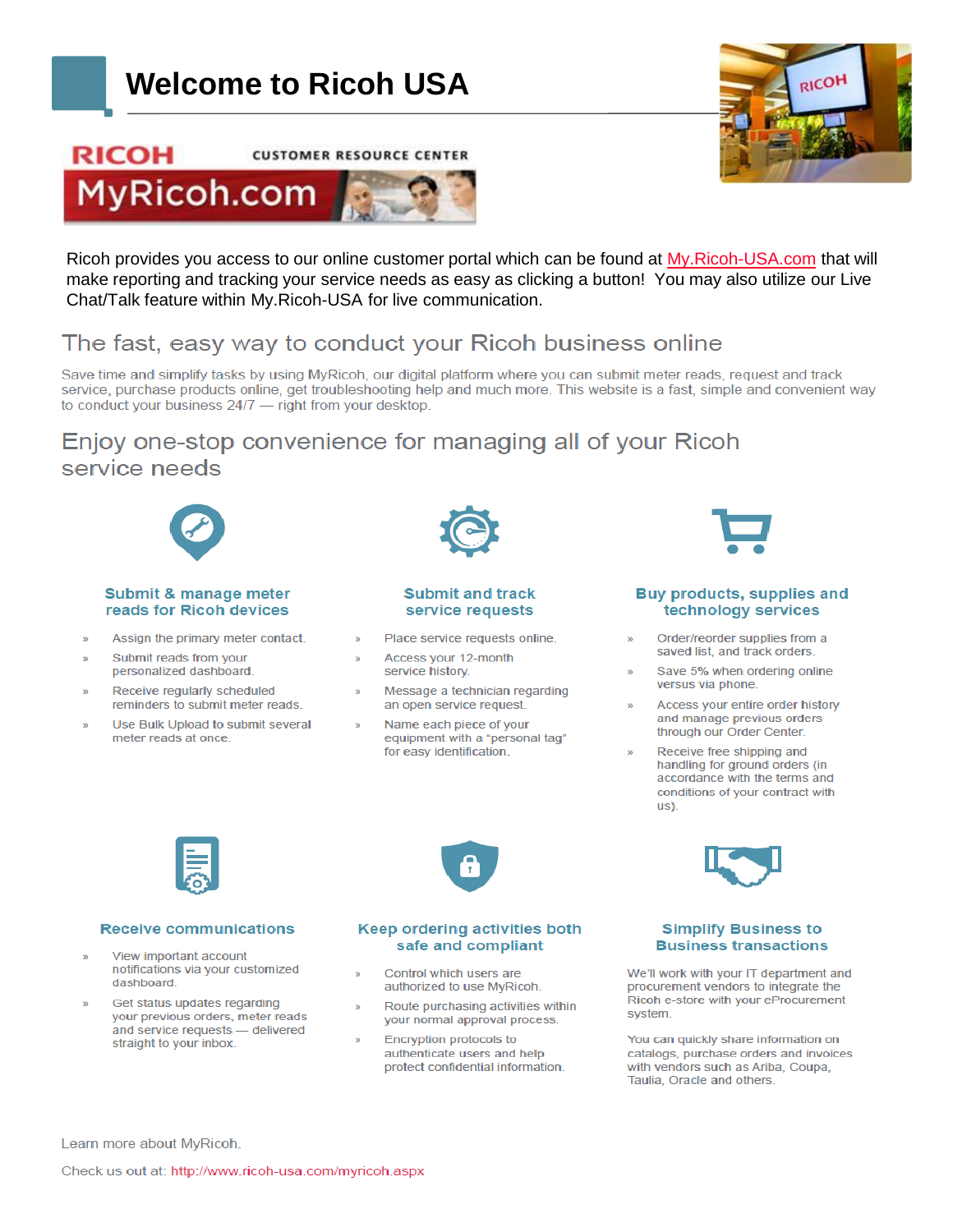# Welcome to Ricoh USA

RICOH CUSTOMER RESOURCE CENTER

MyRicoh.com

Ricoh provides you access to our online customer portal which can be found at My.Ricoh-USA.com that will make reporting and tracking your service needs as easy as clicking a button!  You may also utilize our Live Chat/Talk feature within My.Ricoh-USA for live communication.

## The fast, easy way to conduct your Ricoh business online

Save time and simplify tasks by using MyRicoh, our digital platform where you can submit meter reads, request and track service, purchase products online, get troubleshooting help and much more. This website is a fast, simple and convenient way to conduct your business 24/7 — right from your desktop.

## Enjoy one-stop convenience for managing all of your Ricoh service needs

### Submit & manage meter reads for Ricoh devices

- Assign the primary meter contact.
- Submit reads from your personalized dashboard.
- Receive regularly scheduled reminders to submit meter reads.
- Use Bulk Upload to submit several meter reads at once.

### Submit and track service requests

- Place service requests online.
- Access your 12-month service history.
- Message a technician regarding an open service request.
- Name each piece of your equipment with a "personal tag" for easy identification.

### Buy products, supplies and technology services

- Order/reorder supplies from a saved list, and track orders.
- Save 5% when ordering online versus via phone.
- Access your entire order history and manage previous orders through our Order Center.
- Receive free shipping and handling for ground orders (in accordance with the terms and conditions of your contract with us).

### Receive communications

- View important account notifications via your customized dashboard.
- Get status updates regarding your previous orders, meter reads and service requests — delivered straight to your inbox.

### Keep ordering activities both safe and compliant

- Control which users are authorized to use MyRicoh.
- Route purchasing activities within your normal approval process.
- Encryption protocols to authenticate users and help protect confidential information.

### Simplify Business to Business transactions

We'll work with your IT department and procurement vendors to integrate the Ricoh e-store with your eProcurement system.

You can quickly share information on catalogs, purchase orders and invoices with vendors such as Ariba, Coupa, Taulia, Oracle and others.

Learn more about MyRicoh.

Check us out at: http://www.ricoh-usa.com/myricoh.aspx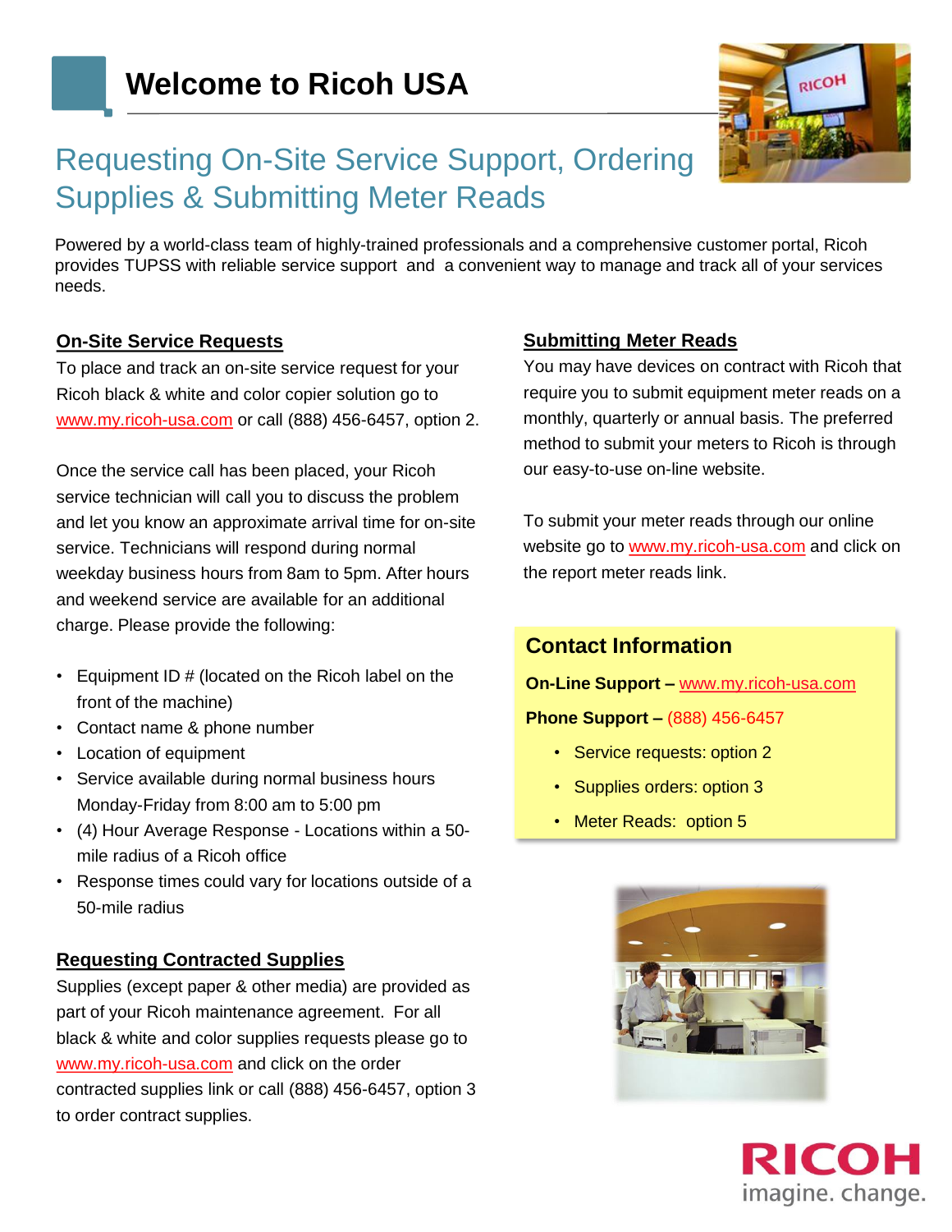# Welcome to Ricoh USA

## Requesting On-Site Service Support, Ordering Supplies & Submitting Meter Reads

Powered by a world-class team of highly-trained professionals and a comprehensive customer portal, Ricoh provides TUPSS with reliable service support and a convenient way to manage and track all of your services needs.

### On-Site Service Requests

To place and track an on-site service request for your Ricoh black & white and color copier solution go to www.my.ricoh-usa.com or call (888) 456-6457, option 2.

Once the service call has been placed, your Ricoh service technician will call you to discuss the problem and let you know an approximate arrival time for on-site service. Technicians will respond during normal weekday business hours from 8am to 5pm. After hours and weekend service are available for an additional charge. Please provide the following:

- Equipment ID # (located on the Ricoh label on the front of the machine)
- Contact name & phone number
- Location of equipment
- Service available during normal business hours Monday-Friday from 8:00 am to 5:00 pm
- (4) Hour Average Response - Locations within a 50-mile radius of a Ricoh office
- Response times could vary for locations outside of a 50-mile radius

### Requesting Contracted Supplies

Supplies (except paper & other media) are provided as part of your Ricoh maintenance agreement. For all black & white and color supplies requests please go to www.my.ricoh-usa.com and click on the order contracted supplies link or call (888) 456-6457, option 3 to order contract supplies.

### Submitting Meter Reads

You may have devices on contract with Ricoh that require you to submit equipment meter reads on a monthly, quarterly or annual basis. The preferred method to submit your meters to Ricoh is through our easy-to-use on-line website.

To submit your meter reads through our online website go to www.my.ricoh-usa.com and click on the report meter reads link.

### Contact Information

**On-Line Support –** www.my.ricoh-usa.com

**Phone Support –** (888) 456-6457

- Service requests: option 2
- Supplies orders: option 3
- Meter Reads: option 5

RICOH
imagine. change.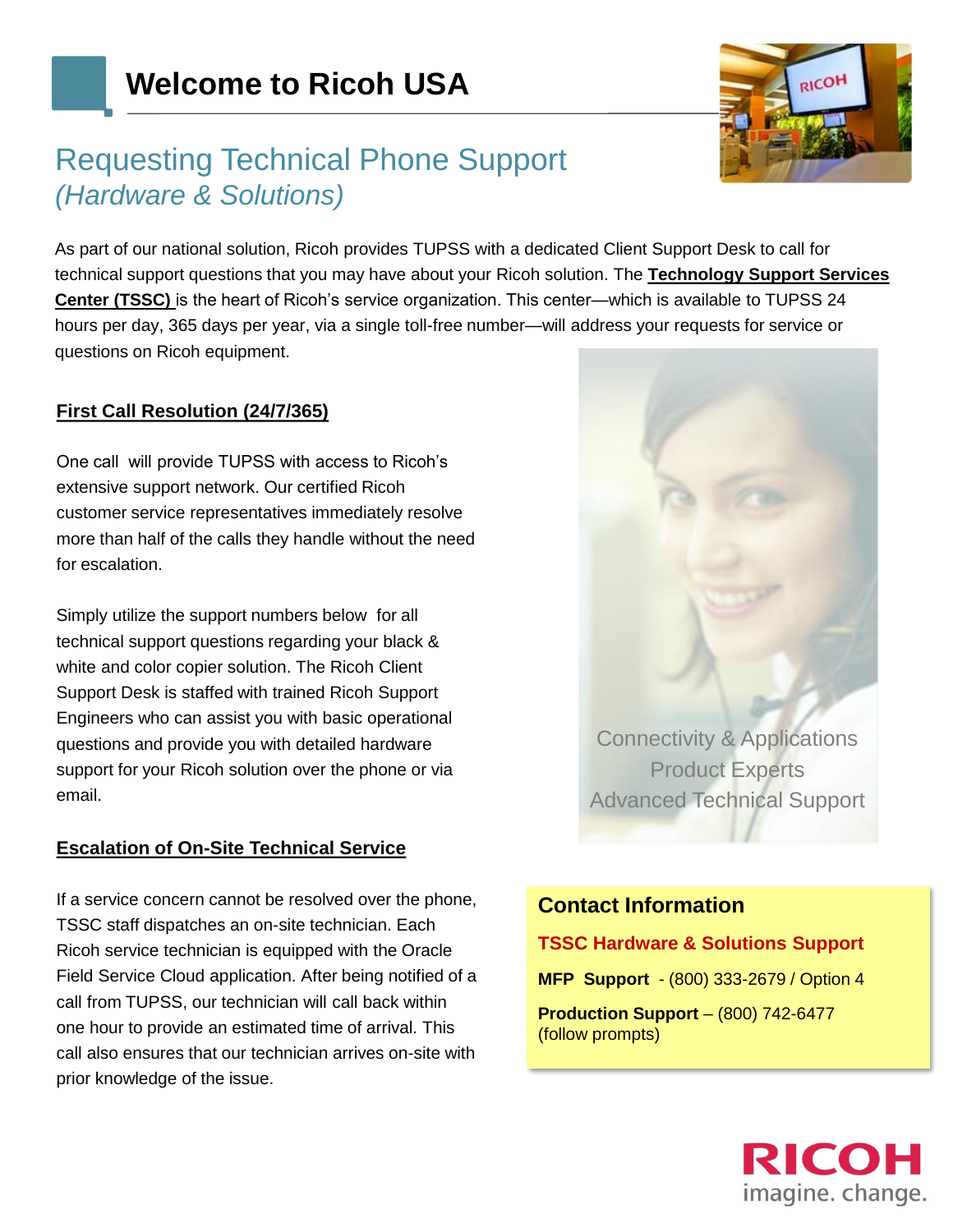# Welcome to Ricoh USA

## Requesting Technical Phone Support
*(Hardware & Solutions)*

As part of our national solution, Ricoh provides TUPSS with a dedicated Client Support Desk to call for technical support questions that you may have about your Ricoh solution. The **Technology Support Services Center (TSSC)** is the heart of Ricoh's service organization. This center—which is available to TUPSS 24 hours per day, 365 days per year, via a single toll-free number—will address your requests for service or questions on Ricoh equipment.

### First Call Resolution (24/7/365)

One call will provide TUPSS with access to Ricoh's extensive support network. Our certified Ricoh customer service representatives immediately resolve more than half of the calls they handle without the need for escalation.

Simply utilize the support numbers below for all technical support questions regarding your black & white and color copier solution. The Ricoh Client Support Desk is staffed with trained Ricoh Support Engineers who can assist you with basic operational questions and provide you with detailed hardware support for your Ricoh solution over the phone or via email.

### Escalation of On-Site Technical Service

If a service concern cannot be resolved over the phone, TSSC staff dispatches an on-site technician. Each Ricoh service technician is equipped with the Oracle Field Service Cloud application. After being notified of a call from TUPSS, our technician will call back within one hour to provide an estimated time of arrival. This call also ensures that our technician arrives on-site with prior knowledge of the issue.

Connectivity & Applications
Product Experts
Advanced Technical Support

### Contact Information

**TSSC Hardware & Solutions Support**

**MFP Support** - (800) 333-2679 / Option 4

**Production Support** – (800) 742-6477 (follow prompts)

RICOH
imagine. change.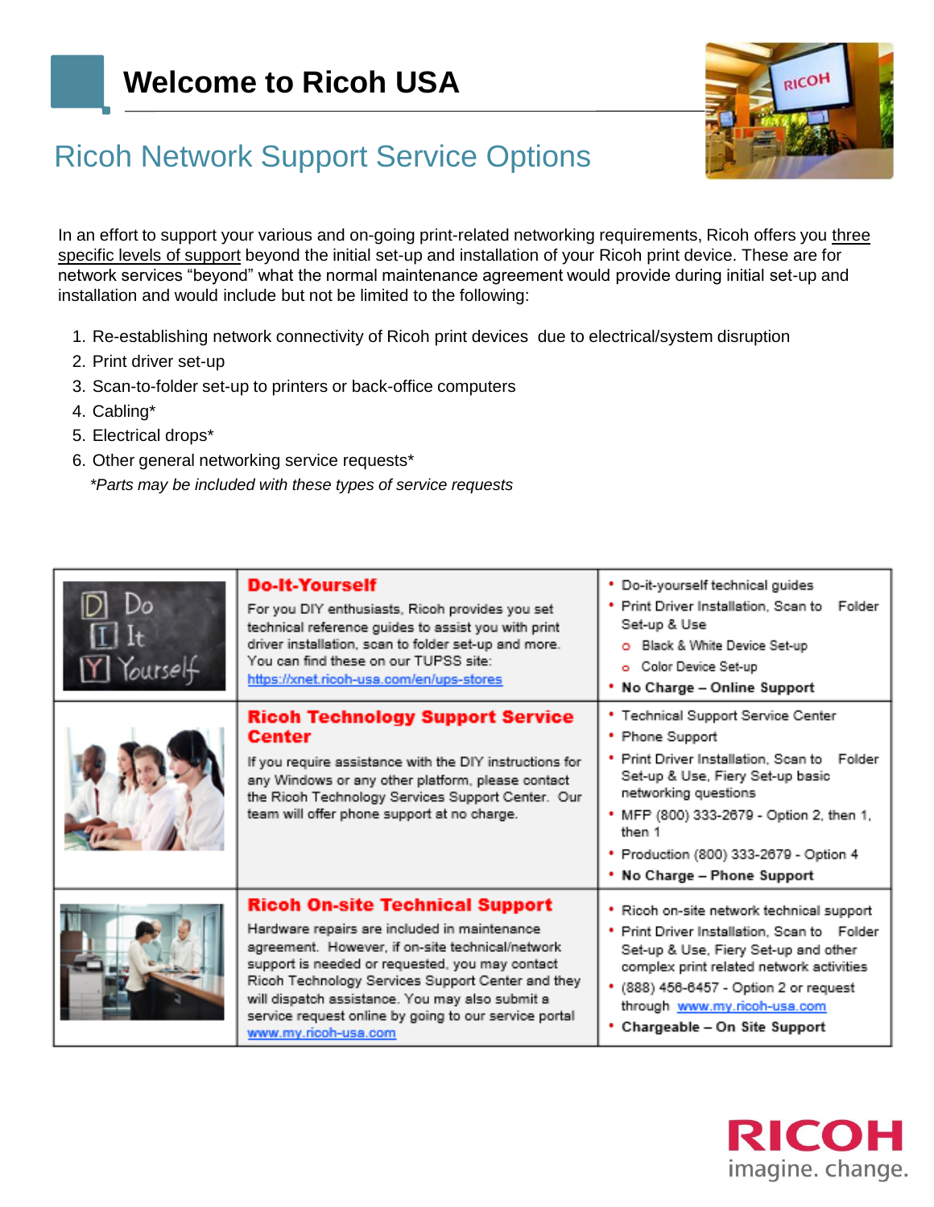# Welcome to Ricoh USA

## Ricoh Network Support Service Options

In an effort to support your various and on-going print-related networking requirements, Ricoh offers you three specific levels of support beyond the initial set-up and installation of your Ricoh print device. These are for network services "beyond" what the normal maintenance agreement would provide during initial set-up and installation and would include but not be limited to the following:

1. Re-establishing network connectivity of Ricoh print devices due to electrical/system disruption
2. Print driver set-up
3. Scan-to-folder set-up to printers or back-office computers
4. Cabling*
5. Electrical drops*
6. Other general networking service requests*

*\*Parts may be included with these types of service requests*

| | Service | Details |
|---|---|---|
| | **Do-It-Yourself**<br>For you DIY enthusiasts, Ricoh provides you set technical reference guides to assist you with print driver installation, scan to folder set-up and more. You can find these on our TUPSS site: https://xnet.ricoh-usa.com/en/ups-stores | • Do-it-yourself technical guides<br>• Print Driver Installation, Scan to Folder Set-up & Use<br>  ○ Black & White Device Set-up<br>  ○ Color Device Set-up<br>• **No Charge – Online Support** |
| | **Ricoh Technology Support Service Center**<br>If you require assistance with the DIY instructions for any Windows or any other platform, please contact the Ricoh Technology Services Support Center. Our team will offer phone support at no charge. | • Technical Support Service Center<br>• Phone Support<br>• Print Driver Installation, Scan to Folder Set-up & Use, Fiery Set-up basic networking questions<br>• MFP (800) 333-2679 - Option 2, then 1, then 1<br>• Production (800) 333-2679 - Option 4<br>• **No Charge – Phone Support** |
| | **Ricoh On-site Technical Support**<br>Hardware repairs are included in maintenance agreement. However, if on-site technical/network support is needed or requested, you may contact Ricoh Technology Services Support Center and they will dispatch assistance. You may also submit a service request online by going to our service portal www.my.ricoh-usa.com | • Ricoh on-site network technical support<br>• Print Driver Installation, Scan to Folder Set-up & Use, Fiery Set-up and other complex print related network activities<br>• (888) 456-6457 - Option 2 or request through www.my.ricoh-usa.com<br>• **Chargeable – On Site Support** |

RICOH
imagine. change.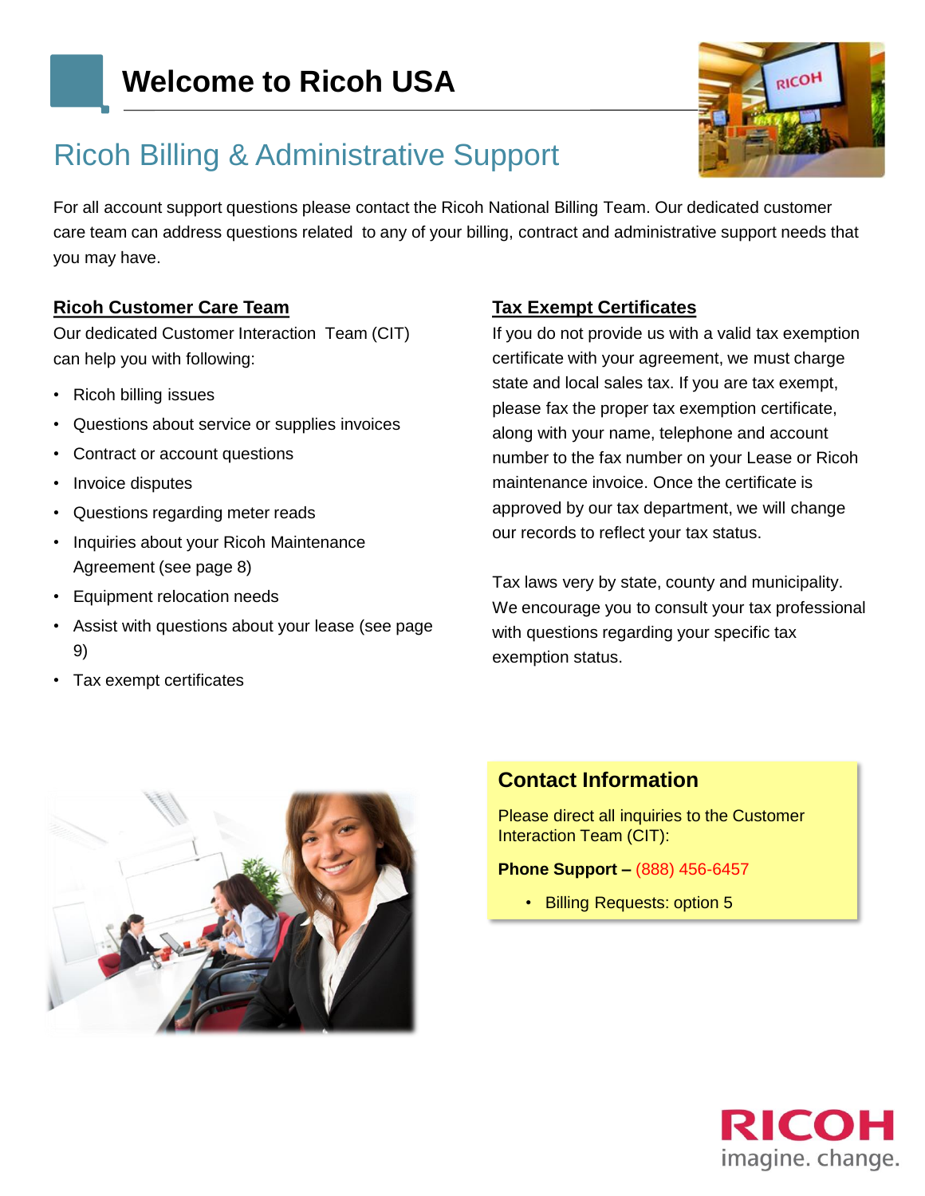# Welcome to Ricoh USA

## Ricoh Billing & Administrative Support

For all account support questions please contact the Ricoh National Billing Team. Our dedicated customer care team can address questions related to any of your billing, contract and administrative support needs that you may have.

### Ricoh Customer Care Team

Our dedicated Customer Interaction Team (CIT) can help you with following:

- Ricoh billing issues
- Questions about service or supplies invoices
- Contract or account questions
- Invoice disputes
- Questions regarding meter reads
- Inquiries about your Ricoh Maintenance Agreement (see page 8)
- Equipment relocation needs
- Assist with questions about your lease (see page 9)
- Tax exempt certificates

### Tax Exempt Certificates

If you do not provide us with a valid tax exemption certificate with your agreement, we must charge state and local sales tax. If you are tax exempt, please fax the proper tax exemption certificate, along with your name, telephone and account number to the fax number on your Lease or Ricoh maintenance invoice. Once the certificate is approved by our tax department, we will change our records to reflect your tax status.

Tax laws very by state, county and municipality. We encourage you to consult your tax professional with questions regarding your specific tax exemption status.

### Contact Information

Please direct all inquiries to the Customer Interaction Team (CIT):

**Phone Support –** (888) 456-6457

- Billing Requests: option 5

RICOH
imagine. change.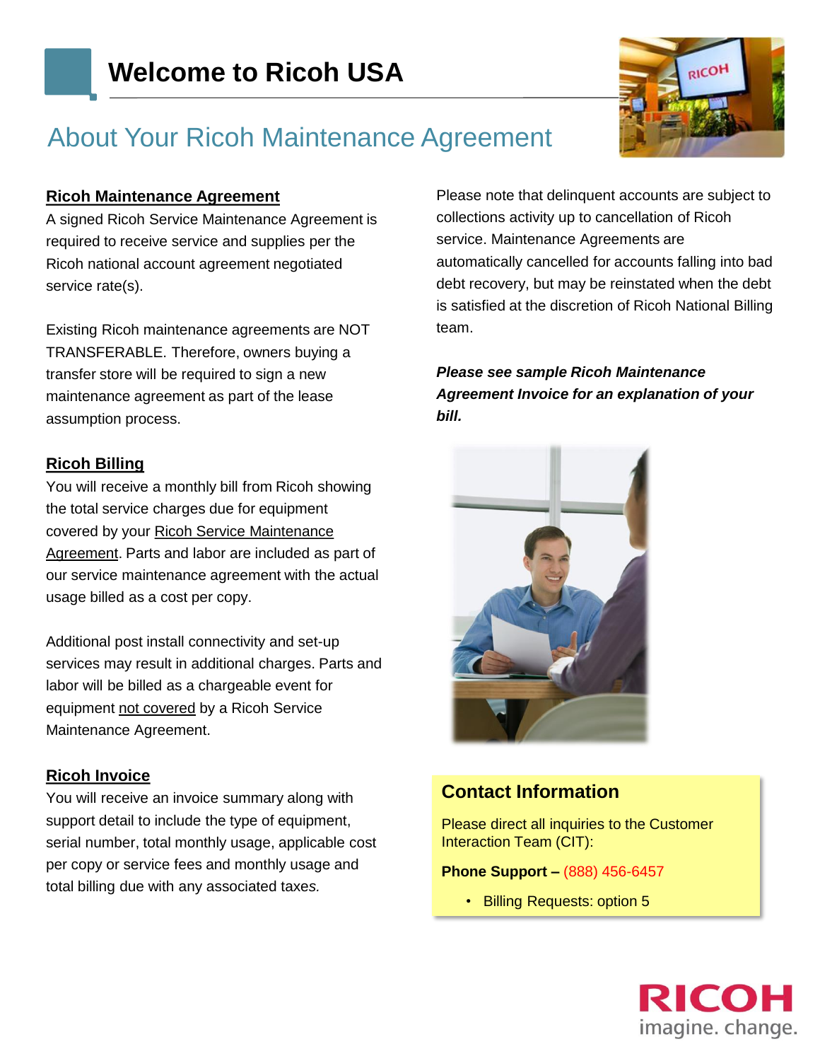# Welcome to Ricoh USA

## About Your Ricoh Maintenance Agreement

### Ricoh Maintenance Agreement

A signed Ricoh Service Maintenance Agreement is required to receive service and supplies per the Ricoh national account agreement negotiated service rate(s).

Existing Ricoh maintenance agreements are NOT TRANSFERABLE. Therefore, owners buying a transfer store will be required to sign a new maintenance agreement as part of the lease assumption process.

### Ricoh Billing

You will receive a monthly bill from Ricoh showing the total service charges due for equipment covered by your Ricoh Service Maintenance Agreement. Parts and labor are included as part of our service maintenance agreement with the actual usage billed as a cost per copy.

Additional post install connectivity and set-up services may result in additional charges. Parts and labor will be billed as a chargeable event for equipment not covered by a Ricoh Service Maintenance Agreement.

### Ricoh Invoice

You will receive an invoice summary along with support detail to include the type of equipment, serial number, total monthly usage, applicable cost per copy or service fees and monthly usage and total billing due with any associated taxes.

Please note that delinquent accounts are subject to collections activity up to cancellation of Ricoh service. Maintenance Agreements are automatically cancelled for accounts falling into bad debt recovery, but may be reinstated when the debt is satisfied at the discretion of Ricoh National Billing team.

***Please see sample Ricoh Maintenance Agreement Invoice for an explanation of your bill.***

### Contact Information

Please direct all inquiries to the Customer Interaction Team (CIT):

**Phone Support –** (888) 456-6457

- Billing Requests: option 5

RICOH
imagine. change.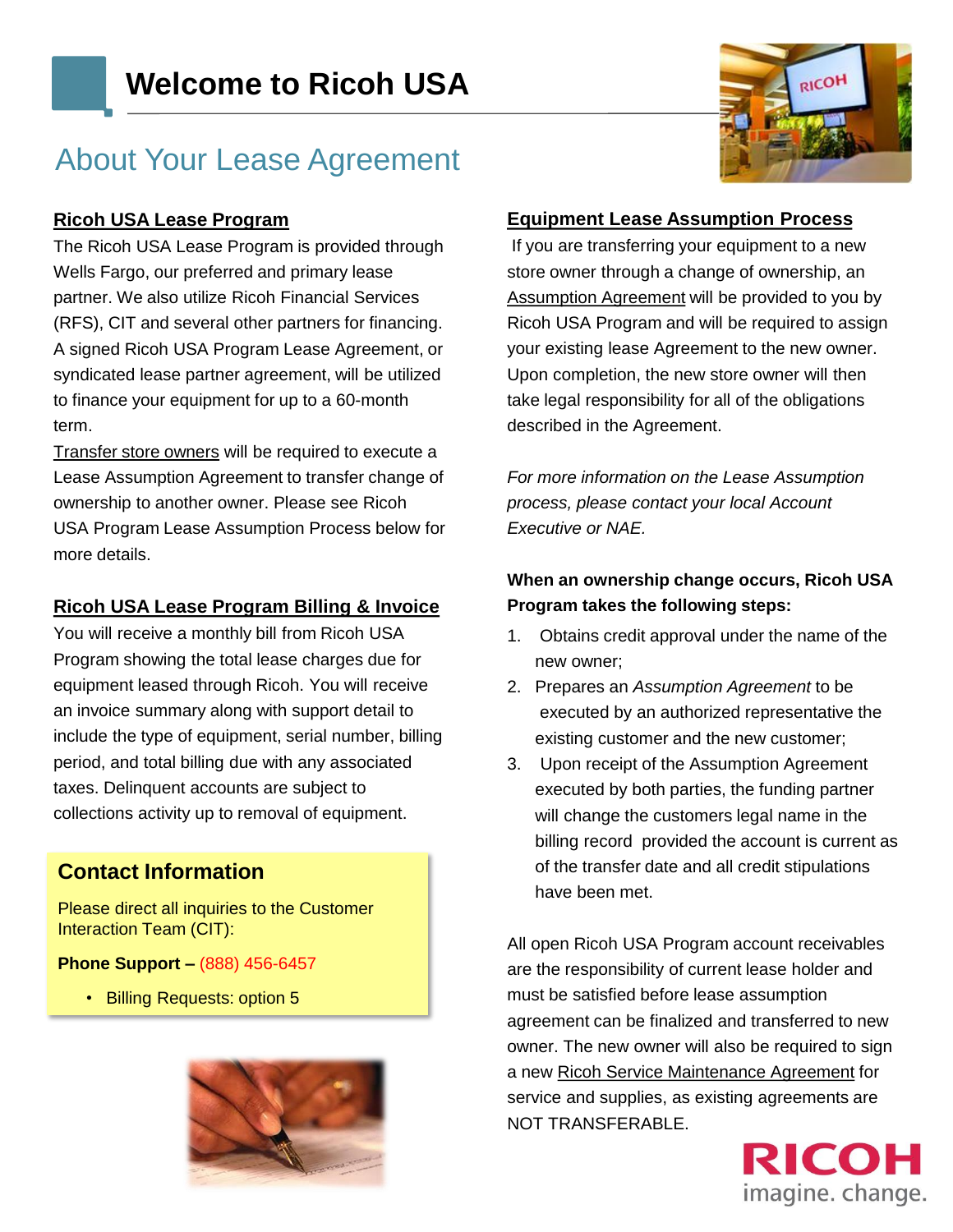# Welcome to Ricoh USA

## About Your Lease Agreement

### Ricoh USA Lease Program

The Ricoh USA Lease Program is provided through Wells Fargo, our preferred and primary lease partner. We also utilize Ricoh Financial Services (RFS), CIT and several other partners for financing. A signed Ricoh USA Program Lease Agreement, or syndicated lease partner agreement, will be utilized to finance your equipment for up to a 60-month term.

Transfer store owners will be required to execute a Lease Assumption Agreement to transfer change of ownership to another owner. Please see Ricoh USA Program Lease Assumption Process below for more details.

### Ricoh USA Lease Program Billing & Invoice

You will receive a monthly bill from Ricoh USA Program showing the total lease charges due for equipment leased through Ricoh. You will receive an invoice summary along with support detail to include the type of equipment, serial number, billing period, and total billing due with any associated taxes. Delinquent accounts are subject to collections activity up to removal of equipment.

### Contact Information

Please direct all inquiries to the Customer Interaction Team (CIT):

**Phone Support –** (888) 456-6457

- Billing Requests: option 5

### Equipment Lease Assumption Process

If you are transferring your equipment to a new store owner through a change of ownership, an Assumption Agreement will be provided to you by Ricoh USA Program and will be required to assign your existing lease Agreement to the new owner. Upon completion, the new store owner will then take legal responsibility for all of the obligations described in the Agreement.

*For more information on the Lease Assumption process, please contact your local Account Executive or NAE.*

**When an ownership change occurs, Ricoh USA Program takes the following steps:**

1. Obtains credit approval under the name of the new owner;
2. Prepares an *Assumption Agreement* to be executed by an authorized representative the existing customer and the new customer;
3. Upon receipt of the Assumption Agreement executed by both parties, the funding partner will change the customers legal name in the billing record provided the account is current as of the transfer date and all credit stipulations have been met.

All open Ricoh USA Program account receivables are the responsibility of current lease holder and must be satisfied before lease assumption agreement can be finalized and transferred to new owner. The new owner will also be required to sign a new Ricoh Service Maintenance Agreement for service and supplies, as existing agreements are NOT TRANSFERABLE.

RICOH
imagine. change.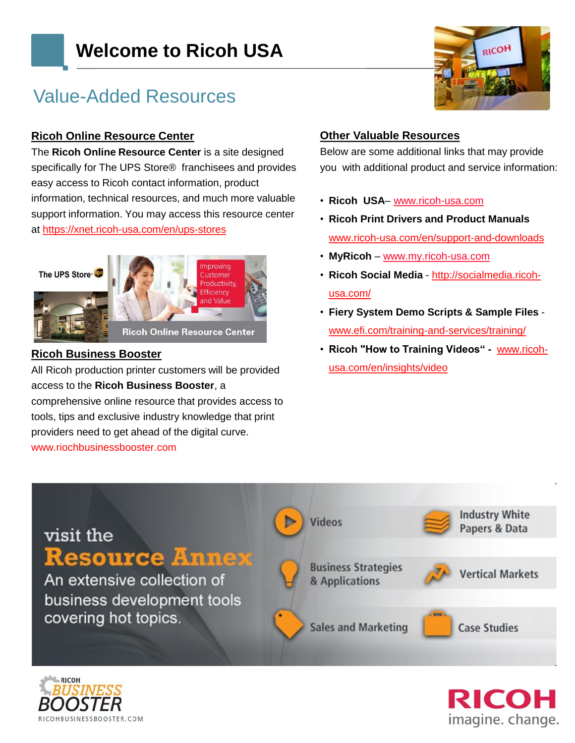# Welcome to Ricoh USA

## Value-Added Resources

### Ricoh Online Resource Center

The **Ricoh Online Resource Center** is a site designed specifically for The UPS Store® franchisees and provides easy access to Ricoh contact information, product information, technical resources, and much more valuable support information. You may access this resource center at https://xnet.ricoh-usa.com/en/ups-stores

The UPS Store · Improving Customer Productivity, Efficiency and Value · Ricoh Online Resource Center

### Ricoh Business Booster

All Ricoh production printer customers will be provided access to the **Ricoh Business Booster**, a comprehensive online resource that provides access to tools, tips and exclusive industry knowledge that print providers need to get ahead of the digital curve. www.riochbusinessbooster.com

### Other Valuable Resources

Below are some additional links that may provide you with additional product and service information:

- **Ricoh USA**– www.ricoh-usa.com
- **Ricoh Print Drivers and Product Manuals** www.ricoh-usa.com/en/support-and-downloads
- **MyRicoh** – www.my.ricoh-usa.com
- **Ricoh Social Media** - http://socialmedia.ricoh-usa.com/
- **Fiery System Demo Scripts & Sample Files** - www.efi.com/training-and-services/training/
- **Ricoh "How to Training Videos"** - www.ricoh-usa.com/en/insights/video

visit the **Resource Annex**

An extensive collection of business development tools covering hot topics.

- Videos
- Industry White Papers & Data
- Business Strategies & Applications
- Vertical Markets
- Sales and Marketing
- Case Studies

RICOH BUSINESS BOOSTER
RICOHBUSINESSBOOSTER.COM

RICOH
imagine. change.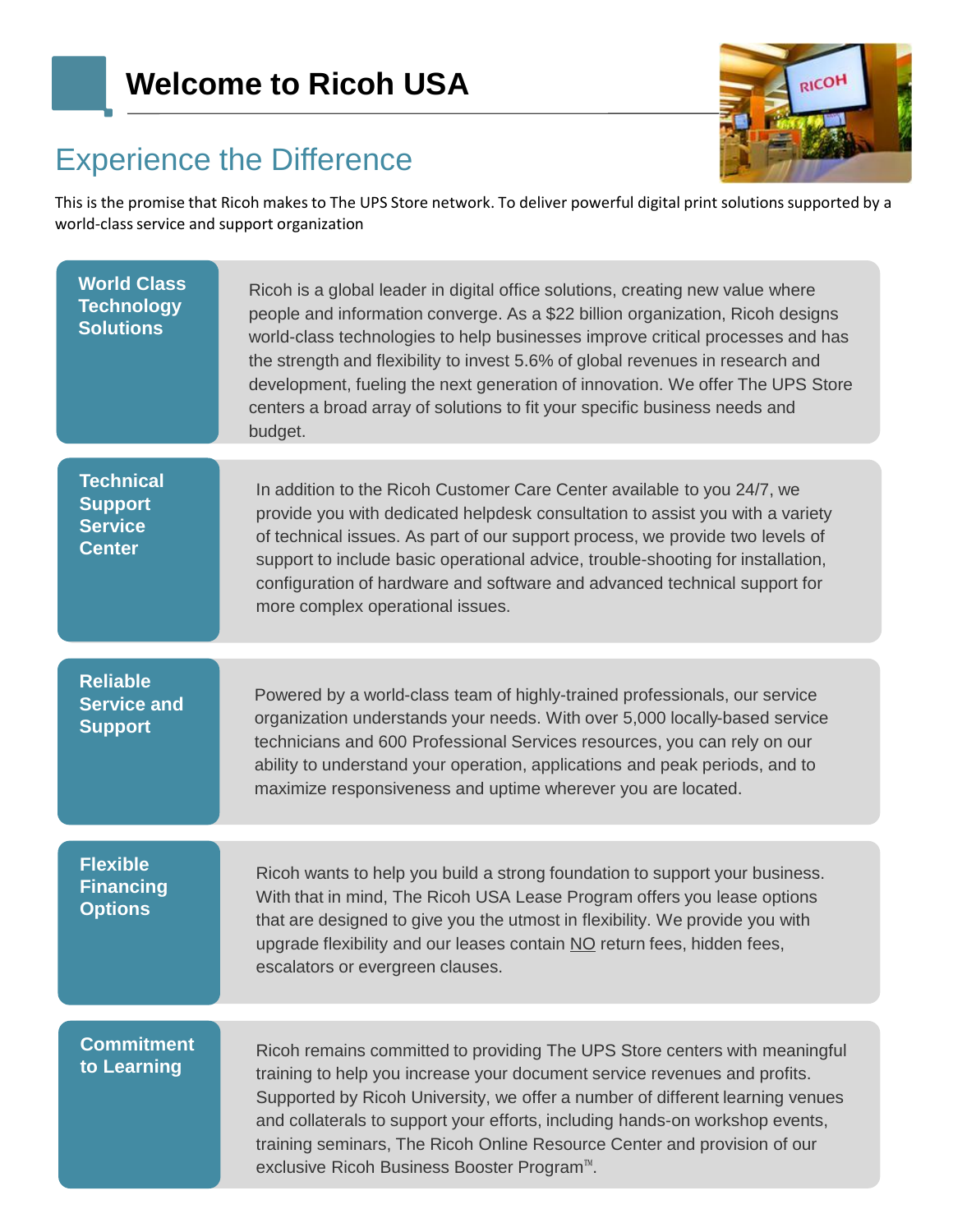# Welcome to Ricoh USA

## Experience the Difference

This is the promise that Ricoh makes to The UPS Store network. To deliver powerful digital print solutions supported by a world-class service and support organization

### World Class Technology Solutions

Ricoh is a global leader in digital office solutions, creating new value where people and information converge. As a $22 billion organization, Ricoh designs world-class technologies to help businesses improve critical processes and has the strength and flexibility to invest 5.6% of global revenues in research and development, fueling the next generation of innovation. We offer The UPS Store centers a broad array of solutions to fit your specific business needs and budget.

### Technical Support Service Center

In addition to the Ricoh Customer Care Center available to you 24/7, we provide you with dedicated helpdesk consultation to assist you with a variety of technical issues. As part of our support process, we provide two levels of support to include basic operational advice, trouble-shooting for installation, configuration of hardware and software and advanced technical support for more complex operational issues.

### Reliable Service and Support

Powered by a world-class team of highly-trained professionals, our service organization understands your needs. With over 5,000 locally-based service technicians and 600 Professional Services resources, you can rely on our ability to understand your operation, applications and peak periods, and to maximize responsiveness and uptime wherever you are located.

### Flexible Financing Options

Ricoh wants to help you build a strong foundation to support your business. With that in mind, The Ricoh USA Lease Program offers you lease options that are designed to give you the utmost in flexibility. We provide you with upgrade flexibility and our leases contain NO return fees, hidden fees, escalators or evergreen clauses.

### Commitment to Learning

Ricoh remains committed to providing The UPS Store centers with meaningful training to help you increase your document service revenues and profits. Supported by Ricoh University, we offer a number of different learning venues and collaterals to support your efforts, including hands-on workshop events, training seminars, The Ricoh Online Resource Center and provision of our exclusive Ricoh Business Booster Program™.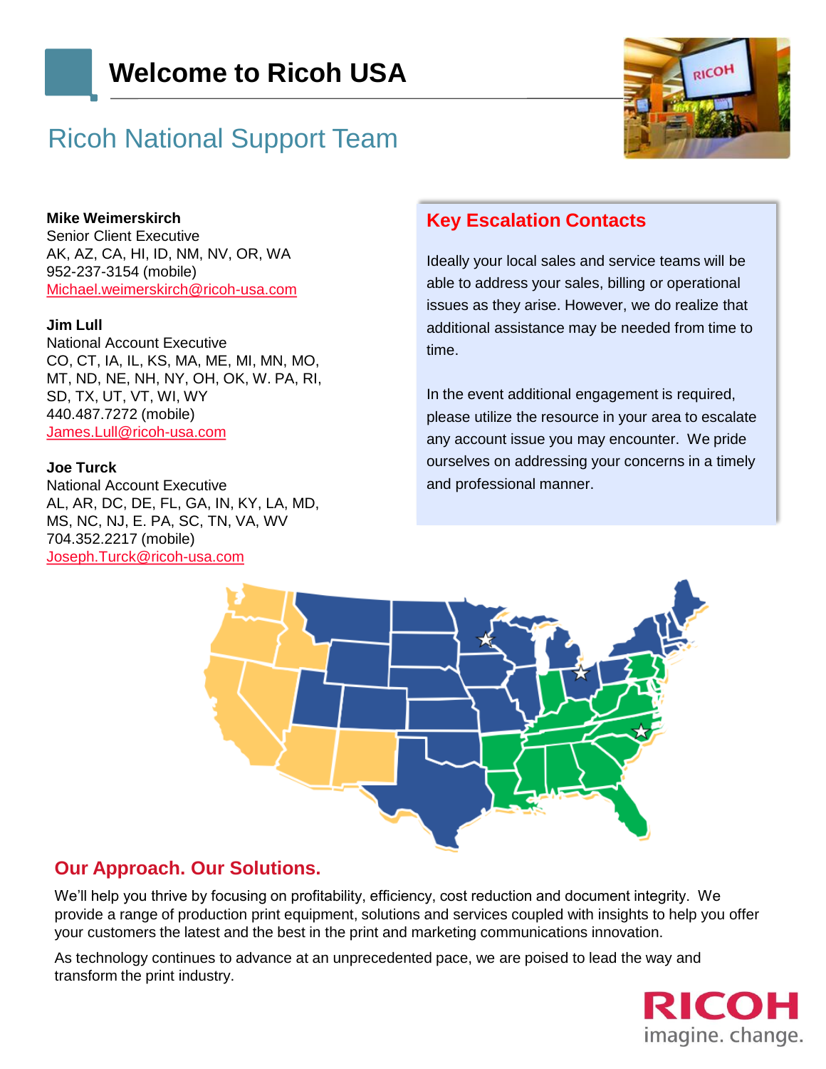# Welcome to Ricoh USA

## Ricoh National Support Team

**Mike Weimerskirch**
Senior Client Executive
AK, AZ, CA, HI, ID, NM, NV, OR, WA
952-237-3154 (mobile)
Michael.weimerskirch@ricoh-usa.com

**Jim Lull**
National Account Executive
CO, CT, IA, IL, KS, MA, ME, MI, MN, MO, MT, ND, NE, NH, NY, OH, OK, W. PA, RI, SD, TX, UT, VT, WI, WY
440.487.7272 (mobile)
James.Lull@ricoh-usa.com

**Joe Turck**
National Account Executive
AL, AR, DC, DE, FL, GA, IN, KY, LA, MD, MS, NC, NJ, E. PA, SC, TN, VA, WV
704.352.2217 (mobile)
Joseph.Turck@ricoh-usa.com

### Key Escalation Contacts

Ideally your local sales and service teams will be able to address your sales, billing or operational issues as they arise. However, we do realize that additional assistance may be needed from time to time.

In the event additional engagement is required, please utilize the resource in your area to escalate any account issue you may encounter. We pride ourselves on addressing your concerns in a timely and professional manner.

### Our Approach. Our Solutions.

We'll help you thrive by focusing on profitability, efficiency, cost reduction and document integrity. We provide a range of production print equipment, solutions and services coupled with insights to help you offer your customers the latest and the best in the print and marketing communications innovation.

As technology continues to advance at an unprecedented pace, we are poised to lead the way and transform the print industry.

RICOH
imagine. change.